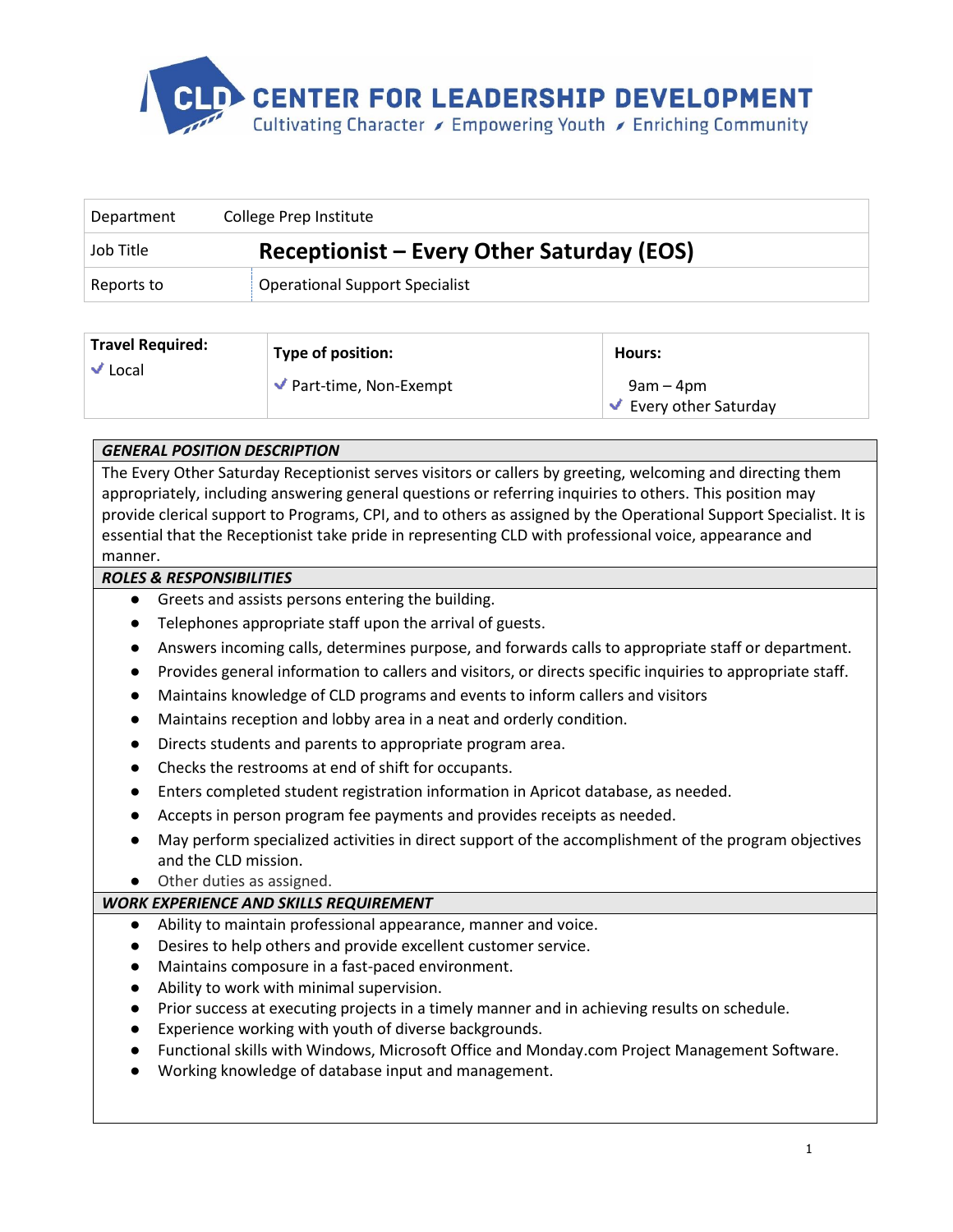# CENTER FOR LEADERSHIP DEVELOPMENT

Cultivating Character ⁄ Empowering Youth ⁄ Enriching Community

| Department | College Prep Institute |
|---|---|
| Job Title | **Receptionist – Every Other Saturday (EOS)** |
| Reports to | Operational Support Specialist |

| Travel Required: | Type of position: | Hours: |
|---|---|---|
| ✓ Local | ✓ Part-time, Non-Exempt | 9am – 4pm<br>✓ Every other Saturday |

### *GENERAL POSITION DESCRIPTION*

The Every Other Saturday Receptionist serves visitors or callers by greeting, welcoming and directing them appropriately, including answering general questions or referring inquiries to others. This position may provide clerical support to Programs, CPI, and to others as assigned by the Operational Support Specialist. It is essential that the Receptionist take pride in representing CLD with professional voice, appearance and manner.

### *ROLES & RESPONSIBILITIES*

- Greets and assists persons entering the building.
- Telephones appropriate staff upon the arrival of guests.
- Answers incoming calls, determines purpose, and forwards calls to appropriate staff or department.
- Provides general information to callers and visitors, or directs specific inquiries to appropriate staff.
- Maintains knowledge of CLD programs and events to inform callers and visitors
- Maintains reception and lobby area in a neat and orderly condition.
- Directs students and parents to appropriate program area.
- Checks the restrooms at end of shift for occupants.
- Enters completed student registration information in Apricot database, as needed.
- Accepts in person program fee payments and provides receipts as needed.
- May perform specialized activities in direct support of the accomplishment of the program objectives and the CLD mission.
- Other duties as assigned.

### *WORK EXPERIENCE AND SKILLS REQUIREMENT*

- Ability to maintain professional appearance, manner and voice.
- Desires to help others and provide excellent customer service.
- Maintains composure in a fast-paced environment.
- Ability to work with minimal supervision.
- Prior success at executing projects in a timely manner and in achieving results on schedule.
- Experience working with youth of diverse backgrounds.
- Functional skills with Windows, Microsoft Office and Monday.com Project Management Software.
- Working knowledge of database input and management.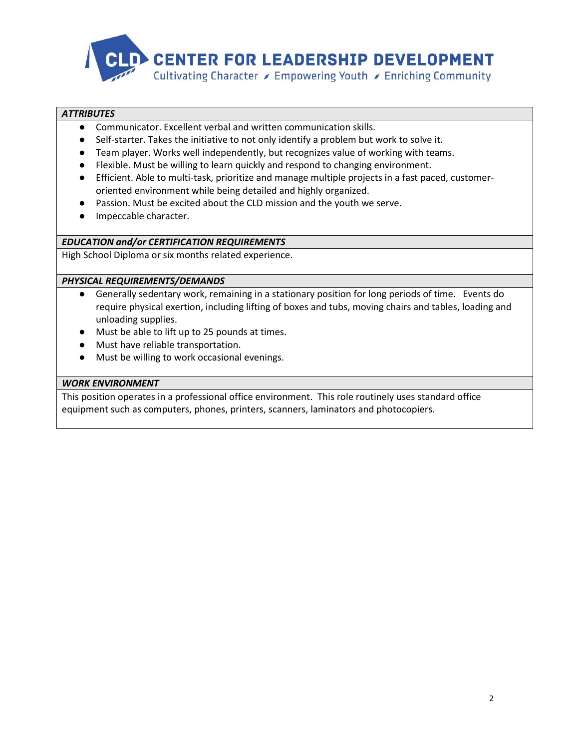### *ATTRIBUTES*

- Communicator. Excellent verbal and written communication skills.
- Self-starter. Takes the initiative to not only identify a problem but work to solve it.
- Team player. Works well independently, but recognizes value of working with teams.
- Flexible. Must be willing to learn quickly and respond to changing environment.
- Efficient. Able to multi-task, prioritize and manage multiple projects in a fast paced, customer-oriented environment while being detailed and highly organized.
- Passion. Must be excited about the CLD mission and the youth we serve.
- Impeccable character.

### *EDUCATION and/or CERTIFICATION REQUIREMENTS*

High School Diploma or six months related experience.

### *PHYSICAL REQUIREMENTS/DEMANDS*

- Generally sedentary work, remaining in a stationary position for long periods of time. Events do require physical exertion, including lifting of boxes and tubs, moving chairs and tables, loading and unloading supplies.
- Must be able to lift up to 25 pounds at times.
- Must have reliable transportation.
- Must be willing to work occasional evenings.

### *WORK ENVIRONMENT*

This position operates in a professional office environment. This role routinely uses standard office equipment such as computers, phones, printers, scanners, laminators and photocopiers.